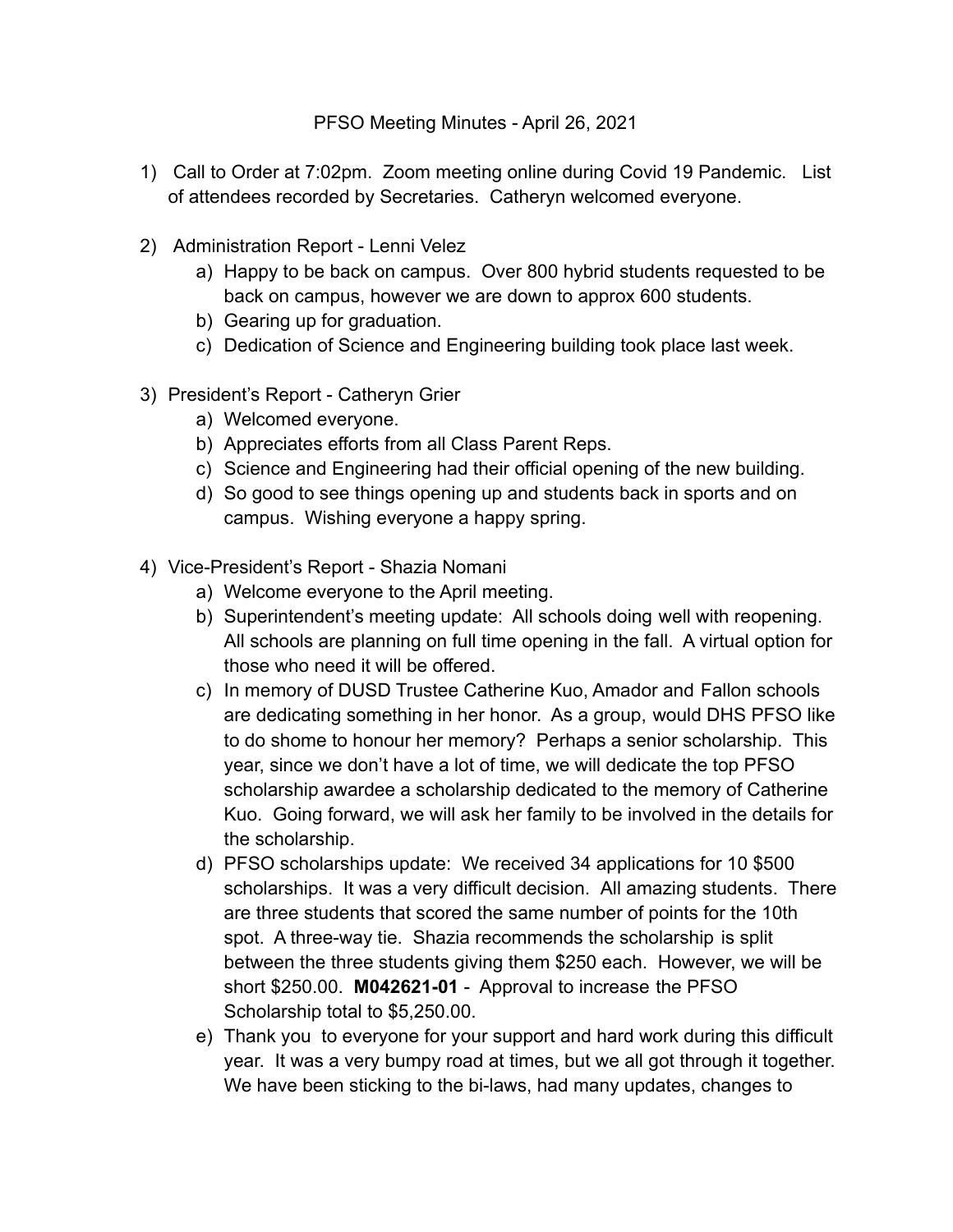# PFSO Meeting Minutes - April 26, 2021

1) Call to Order at 7:02pm. Zoom meeting online during Covid 19 Pandemic. List of attendees recorded by Secretaries. Catheryn welcomed everyone.

2) Administration Report - Lenni Velez
   a) Happy to be back on campus. Over 800 hybrid students requested to be back on campus, however we are down to approx 600 students.
   b) Gearing up for graduation.
   c) Dedication of Science and Engineering building took place last week.

3) President's Report - Catheryn Grier
   a) Welcomed everyone.
   b) Appreciates efforts from all Class Parent Reps.
   c) Science and Engineering had their official opening of the new building.
   d) So good to see things opening up and students back in sports and on campus. Wishing everyone a happy spring.

4) Vice-President's Report - Shazia Nomani
   a) Welcome everyone to the April meeting.
   b) Superintendent's meeting update: All schools doing well with reopening. All schools are planning on full time opening in the fall. A virtual option for those who need it will be offered.
   c) In memory of DUSD Trustee Catherine Kuo, Amador and Fallon schools are dedicating something in her honor. As a group, would DHS PFSO like to do shome to honour her memory? Perhaps a senior scholarship. This year, since we don't have a lot of time, we will dedicate the top PFSO scholarship awardee a scholarship dedicated to the memory of Catherine Kuo. Going forward, we will ask her family to be involved in the details for the scholarship.
   d) PFSO scholarships update: We received 34 applications for 10 $500 scholarships. It was a very difficult decision. All amazing students. There are three students that scored the same number of points for the 10th spot. A three-way tie. Shazia recommends the scholarship is split between the three students giving them $250 each. However, we will be short $250.00. **M042621-01** - Approval to increase the PFSO Scholarship total to $5,250.00.
   e) Thank you to everyone for your support and hard work during this difficult year. It was a very bumpy road at times, but we all got through it together. We have been sticking to the bi-laws, had many updates, changes to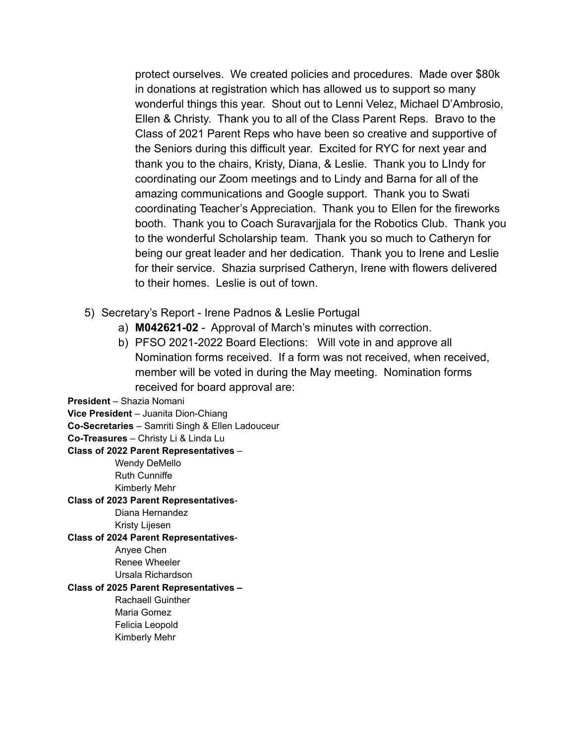protect ourselves. We created policies and procedures. Made over $80k in donations at registration which has allowed us to support so many wonderful things this year. Shout out to Lenni Velez, Michael D'Ambrosio, Ellen & Christy. Thank you to all of the Class Parent Reps. Bravo to the Class of 2021 Parent Reps who have been so creative and supportive of the Seniors during this difficult year. Excited for RYC for next year and thank you to the chairs, Kristy, Diana, & Leslie. Thank you to LIndy for coordinating our Zoom meetings and to Lindy and Barna for all of the amazing communications and Google support. Thank you to Swati coordinating Teacher's Appreciation. Thank you to Ellen for the fireworks booth. Thank you to Coach Suravarjjala for the Robotics Club. Thank you to the wonderful Scholarship team. Thank you so much to Catheryn for being our great leader and her dedication. Thank you to Irene and Leslie for their service. Shazia surprised Catheryn, Irene with flowers delivered to their homes. Leslie is out of town.

5) Secretary's Report - Irene Padnos & Leslie Portugal
   a) **M042621-02** - Approval of March's minutes with correction.
   b) PFSO 2021-2022 Board Elections: Will vote in and approve all Nomination forms received. If a form was not received, when received, member will be voted in during the May meeting. Nomination forms received for board approval are:

**President** – Shazia Nomani
**Vice President** – Juanita Dion-Chiang
**Co-Secretaries** – Samriti Singh & Ellen Ladouceur
**Co-Treasures** – Christy Li & Linda Lu
**Class of 2022 Parent Representatives** –
- Wendy DeMello
- Ruth Cunniffe
- Kimberly Mehr

**Class of 2023 Parent Representatives**-
- Diana Hernandez
- Kristy Lijesen

**Class of 2024 Parent Representatives**-
- Anyee Chen
- Renee Wheeler
- Ursala Richardson

**Class of 2025 Parent Representatives –**
- Rachaell Guinther
- Maria Gomez
- Felicia Leopold
- Kimberly Mehr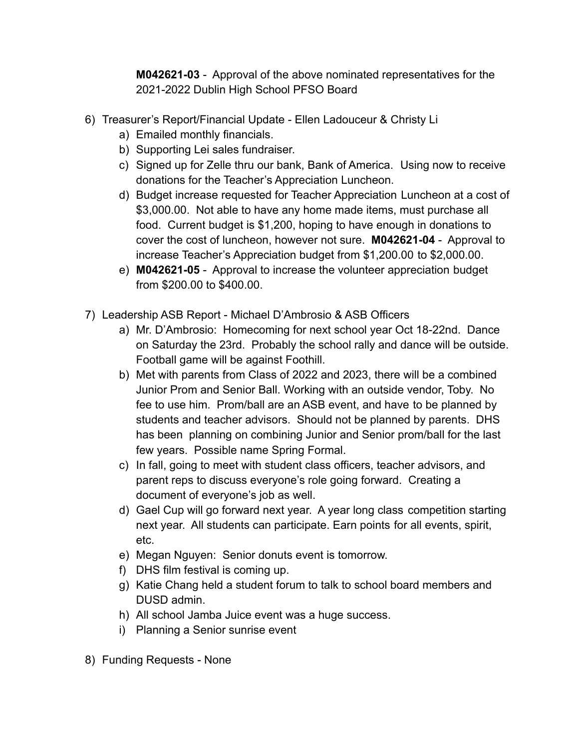**M042621-03** - Approval of the above nominated representatives for the 2021-2022 Dublin High School PFSO Board

6) Treasurer's Report/Financial Update - Ellen Ladouceur & Christy Li
   a) Emailed monthly financials.
   b) Supporting Lei sales fundraiser.
   c) Signed up for Zelle thru our bank, Bank of America. Using now to receive donations for the Teacher's Appreciation Luncheon.
   d) Budget increase requested for Teacher Appreciation Luncheon at a cost of $3,000.00. Not able to have any home made items, must purchase all food. Current budget is $1,200, hoping to have enough in donations to cover the cost of luncheon, however not sure. **M042621-04** - Approval to increase Teacher's Appreciation budget from $1,200.00 to $2,000.00.
   e) **M042621-05** - Approval to increase the volunteer appreciation budget from $200.00 to $400.00.

7) Leadership ASB Report - Michael D'Ambrosio & ASB Officers
   a) Mr. D'Ambrosio: Homecoming for next school year Oct 18-22nd. Dance on Saturday the 23rd. Probably the school rally and dance will be outside. Football game will be against Foothill.
   b) Met with parents from Class of 2022 and 2023, there will be a combined Junior Prom and Senior Ball. Working with an outside vendor, Toby. No fee to use him. Prom/ball are an ASB event, and have to be planned by students and teacher advisors. Should not be planned by parents. DHS has been planning on combining Junior and Senior prom/ball for the last few years. Possible name Spring Formal.
   c) In fall, going to meet with student class officers, teacher advisors, and parent reps to discuss everyone's role going forward. Creating a document of everyone's job as well.
   d) Gael Cup will go forward next year. A year long class competition starting next year. All students can participate. Earn points for all events, spirit, etc.
   e) Megan Nguyen: Senior donuts event is tomorrow.
   f) DHS film festival is coming up.
   g) Katie Chang held a student forum to talk to school board members and DUSD admin.
   h) All school Jamba Juice event was a huge success.
   i) Planning a Senior sunrise event

8) Funding Requests - None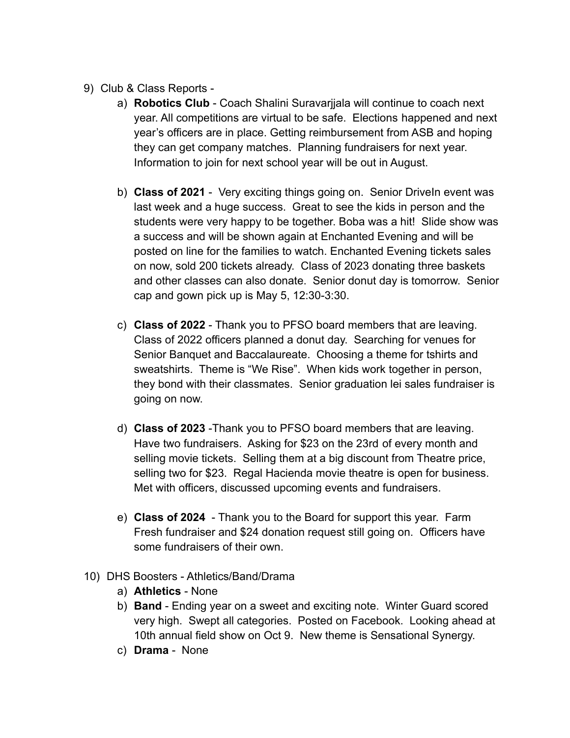9) Club & Class Reports -
    a) **Robotics Club** - Coach Shalini Suravarjjala will continue to coach next year. All competitions are virtual to be safe. Elections happened and next year's officers are in place. Getting reimbursement from ASB and hoping they can get company matches. Planning fundraisers for next year. Information to join for next school year will be out in August.

    b) **Class of 2021** - Very exciting things going on. Senior DriveIn event was last week and a huge success. Great to see the kids in person and the students were very happy to be together. Boba was a hit! Slide show was a success and will be shown again at Enchanted Evening and will be posted on line for the families to watch. Enchanted Evening tickets sales on now, sold 200 tickets already. Class of 2023 donating three baskets and other classes can also donate. Senior donut day is tomorrow. Senior cap and gown pick up is May 5, 12:30-3:30.

    c) **Class of 2022** - Thank you to PFSO board members that are leaving. Class of 2022 officers planned a donut day. Searching for venues for Senior Banquet and Baccalaureate. Choosing a theme for tshirts and sweatshirts. Theme is "We Rise". When kids work together in person, they bond with their classmates. Senior graduation lei sales fundraiser is going on now.

    d) **Class of 2023** -Thank you to PFSO board members that are leaving. Have two fundraisers. Asking for $23 on the 23rd of every month and selling movie tickets. Selling them at a big discount from Theatre price, selling two for $23. Regal Hacienda movie theatre is open for business. Met with officers, discussed upcoming events and fundraisers.

    e) **Class of 2024** - Thank you to the Board for support this year. Farm Fresh fundraiser and $24 donation request still going on. Officers have some fundraisers of their own.

10) DHS Boosters - Athletics/Band/Drama
    a) **Athletics** - None
    b) **Band** - Ending year on a sweet and exciting note. Winter Guard scored very high. Swept all categories. Posted on Facebook. Looking ahead at 10th annual field show on Oct 9. New theme is Sensational Synergy.
    c) **Drama** - None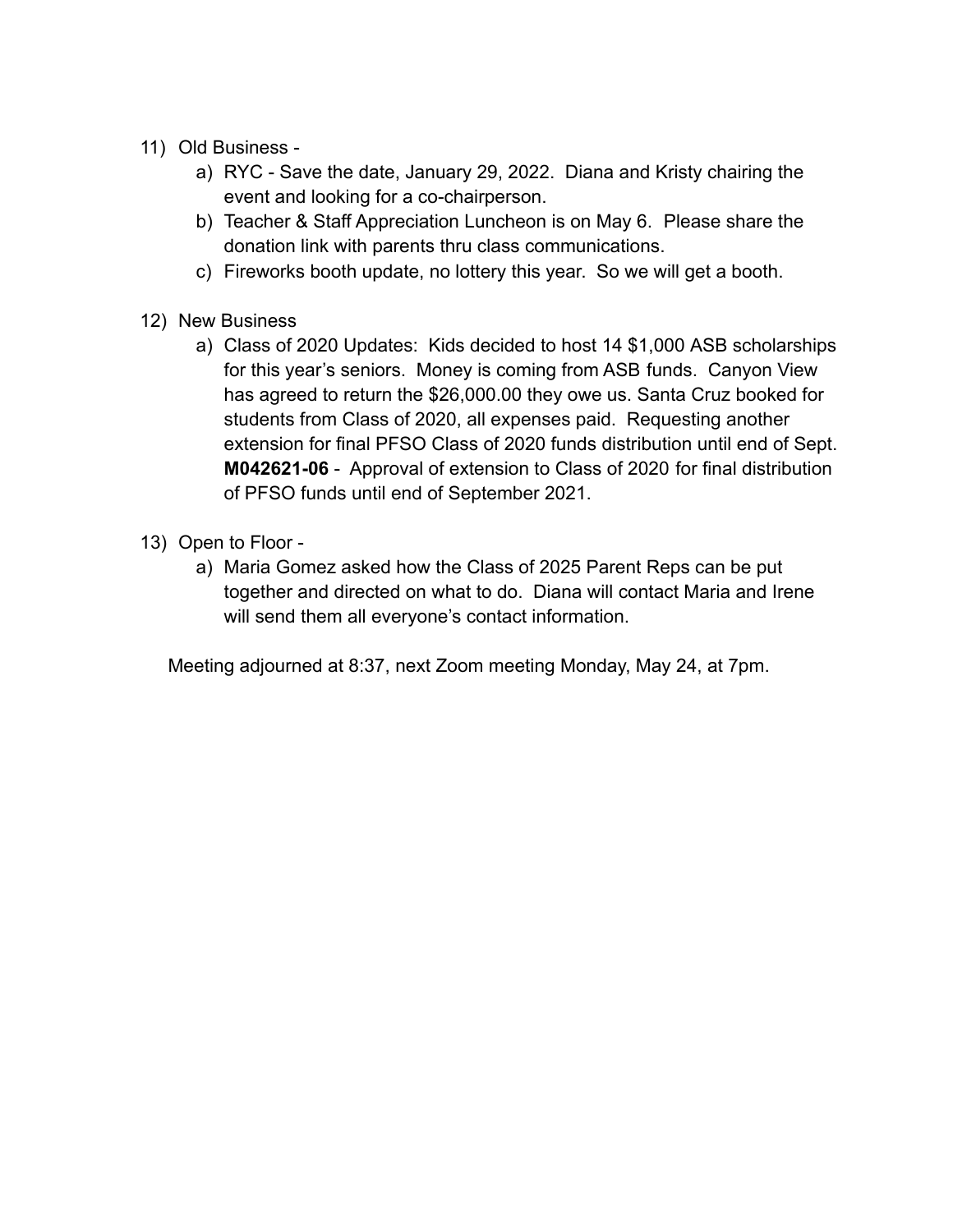11) Old Business -
    a) RYC - Save the date, January 29, 2022. Diana and Kristy chairing the event and looking for a co-chairperson.
    b) Teacher & Staff Appreciation Luncheon is on May 6. Please share the donation link with parents thru class communications.
    c) Fireworks booth update, no lottery this year. So we will get a booth.

12) New Business
    a) Class of 2020 Updates: Kids decided to host 14 $1,000 ASB scholarships for this year's seniors. Money is coming from ASB funds. Canyon View has agreed to return the $26,000.00 they owe us. Santa Cruz booked for students from Class of 2020, all expenses paid. Requesting another extension for final PFSO Class of 2020 funds distribution until end of Sept. **M042621-06** - Approval of extension to Class of 2020 for final distribution of PFSO funds until end of September 2021.

13) Open to Floor -
    a) Maria Gomez asked how the Class of 2025 Parent Reps can be put together and directed on what to do. Diana will contact Maria and Irene will send them all everyone's contact information.

Meeting adjourned at 8:37, next Zoom meeting Monday, May 24, at 7pm.